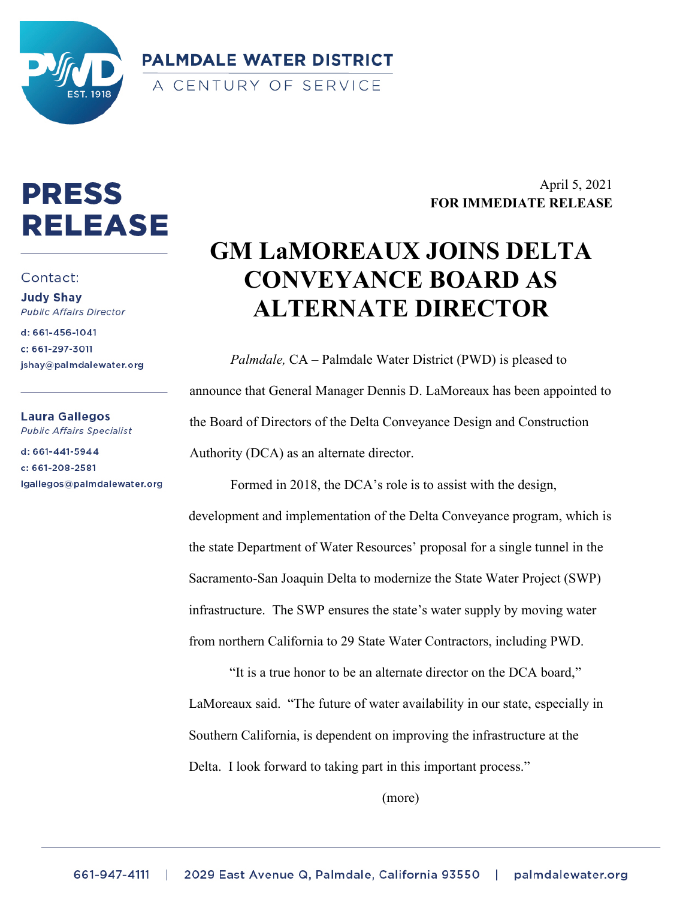**PALMDALE WATER DISTRICT**

A CENTURY OF SERVICE

# PRESS RELEASE

Contact:

**Judy Shay**
*Public Affairs Director*
d: 661-456-1041
c: 661-297-3011
jshay@palmdalewater.org

**Laura Gallegos**
*Public Affairs Specialist*
d: 661-441-5944
c: 661-208-2581
lgallegos@palmdalewater.org

April 5, 2021
**FOR IMMEDIATE RELEASE**

## GM LaMOREAUX JOINS DELTA CONVEYANCE BOARD AS ALTERNATE DIRECTOR

*Palmdale,* CA – Palmdale Water District (PWD) is pleased to announce that General Manager Dennis D. LaMoreaux has been appointed to the Board of Directors of the Delta Conveyance Design and Construction Authority (DCA) as an alternate director.

Formed in 2018, the DCA's role is to assist with the design, development and implementation of the Delta Conveyance program, which is the state Department of Water Resources' proposal for a single tunnel in the Sacramento-San Joaquin Delta to modernize the State Water Project (SWP) infrastructure. The SWP ensures the state's water supply by moving water from northern California to 29 State Water Contractors, including PWD.

"It is a true honor to be an alternate director on the DCA board," LaMoreaux said. "The future of water availability in our state, especially in Southern California, is dependent on improving the infrastructure at the Delta. I look forward to taking part in this important process."

(more)

661-947-4111 | 2029 East Avenue Q, Palmdale, California 93550 | palmdalewater.org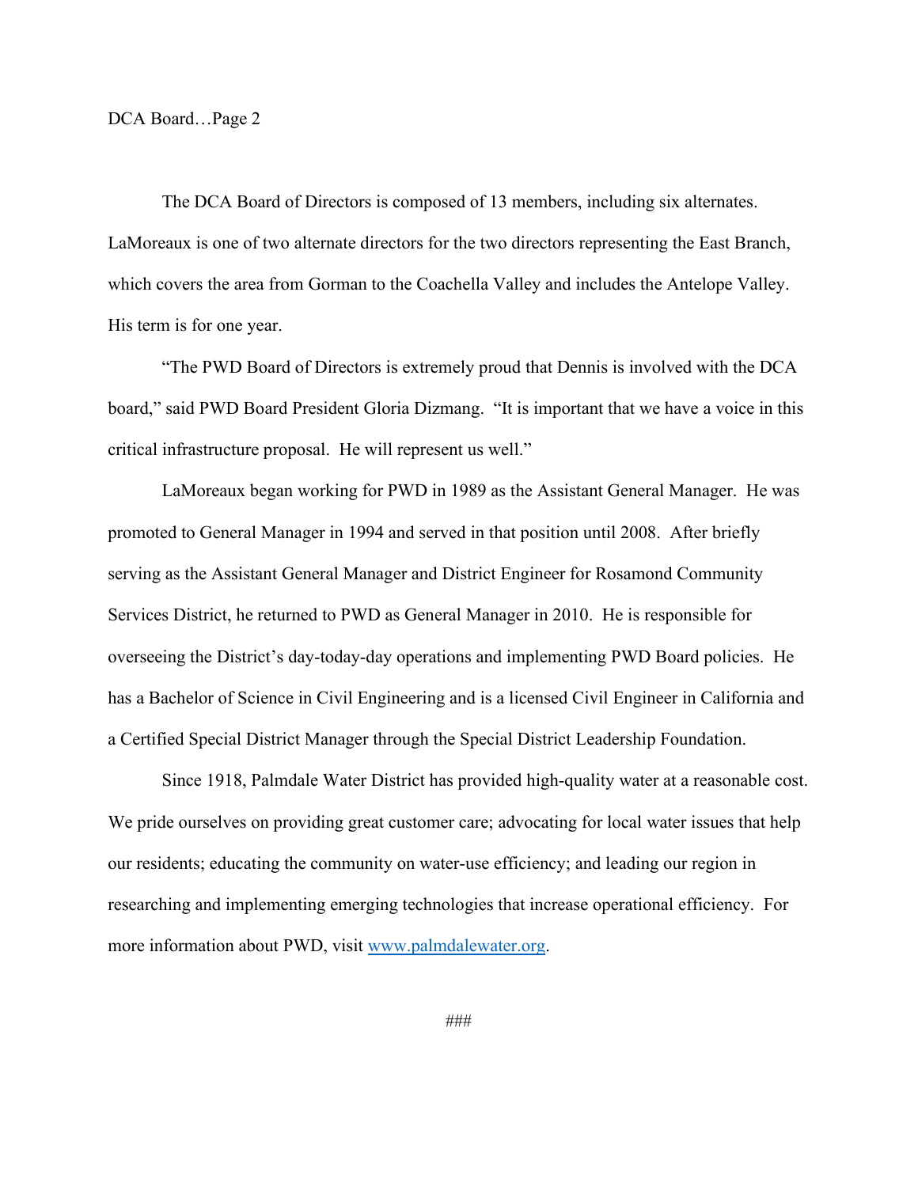The DCA Board of Directors is composed of 13 members, including six alternates. LaMoreaux is one of two alternate directors for the two directors representing the East Branch, which covers the area from Gorman to the Coachella Valley and includes the Antelope Valley. His term is for one year.

"The PWD Board of Directors is extremely proud that Dennis is involved with the DCA board," said PWD Board President Gloria Dizmang. "It is important that we have a voice in this critical infrastructure proposal. He will represent us well."

LaMoreaux began working for PWD in 1989 as the Assistant General Manager. He was promoted to General Manager in 1994 and served in that position until 2008. After briefly serving as the Assistant General Manager and District Engineer for Rosamond Community Services District, he returned to PWD as General Manager in 2010. He is responsible for overseeing the District's day-today-day operations and implementing PWD Board policies. He has a Bachelor of Science in Civil Engineering and is a licensed Civil Engineer in California and a Certified Special District Manager through the Special District Leadership Foundation.

Since 1918, Palmdale Water District has provided high-quality water at a reasonable cost. We pride ourselves on providing great customer care; advocating for local water issues that help our residents; educating the community on water-use efficiency; and leading our region in researching and implementing emerging technologies that increase operational efficiency. For more information about PWD, visit [www.palmdalewater.org](http://www.palmdalewater.org).

###